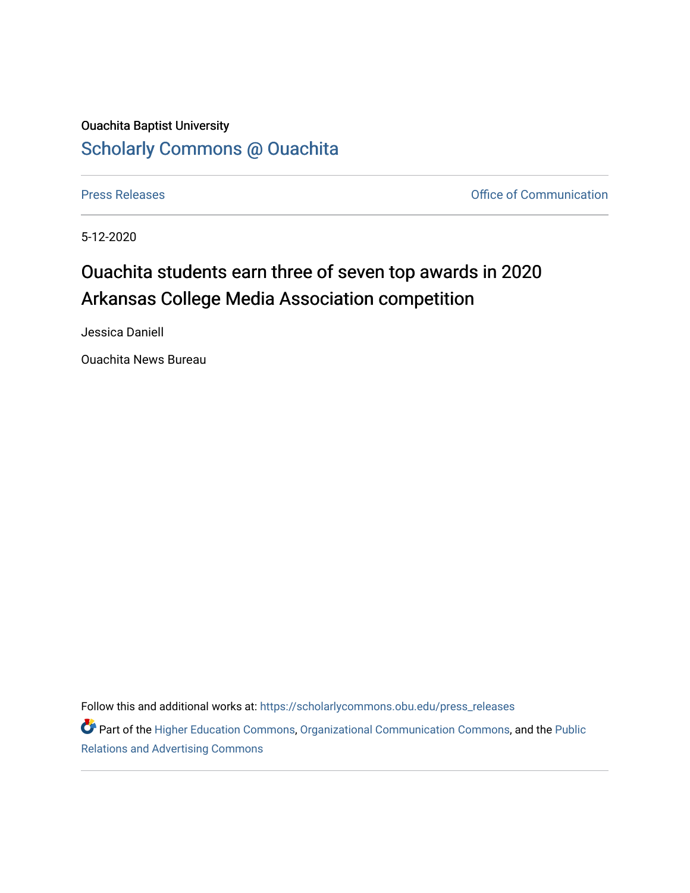Ouachita Baptist University

## Scholarly Commons @ Ouachita

Press Releases | Office of Communication

5-12-2020

# Ouachita students earn three of seven top awards in 2020 Arkansas College Media Association competition

Jessica Daniell

Ouachita News Bureau

Follow this and additional works at: https://scholarlycommons.obu.edu/press_releases

Part of the Higher Education Commons, Organizational Communication Commons, and the Public Relations and Advertising Commons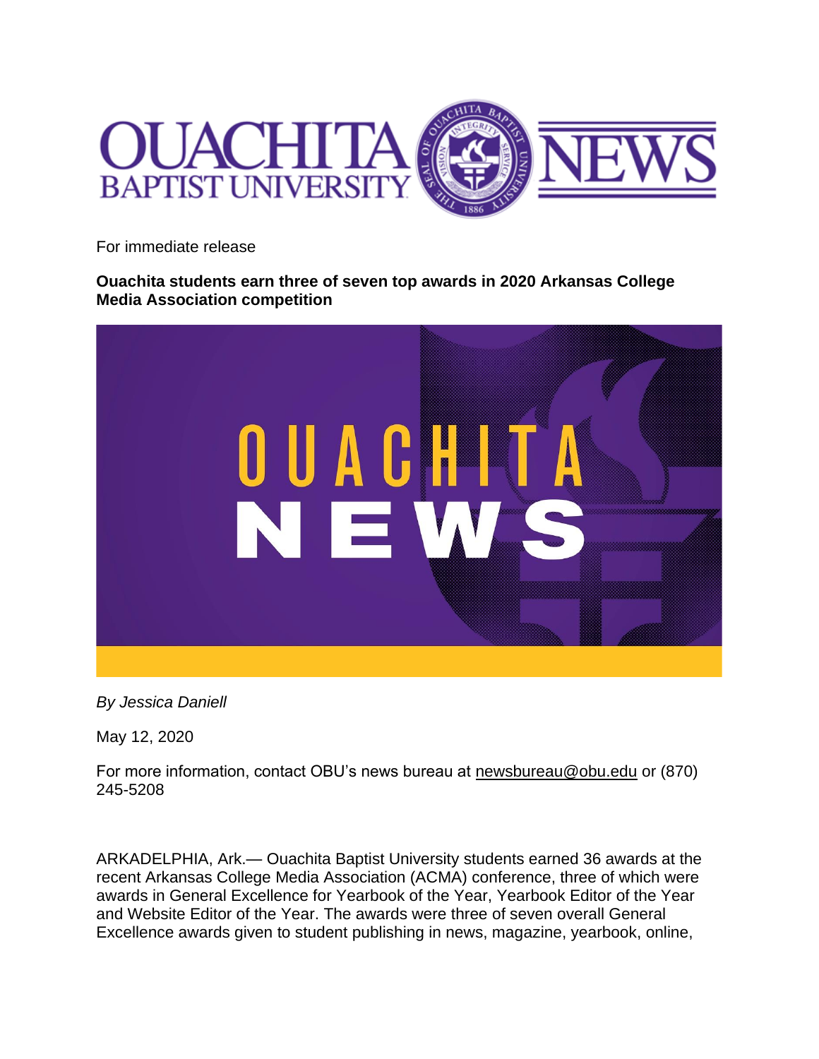For immediate release

**Ouachita students earn three of seven top awards in 2020 Arkansas College Media Association competition**

*By Jessica Daniell*

May 12, 2020

For more information, contact OBU's news bureau at newsbureau@obu.edu or (870) 245-5208

ARKADELPHIA, Ark.— Ouachita Baptist University students earned 36 awards at the recent Arkansas College Media Association (ACMA) conference, three of which were awards in General Excellence for Yearbook of the Year, Yearbook Editor of the Year and Website Editor of the Year. The awards were three of seven overall General Excellence awards given to student publishing in news, magazine, yearbook, online,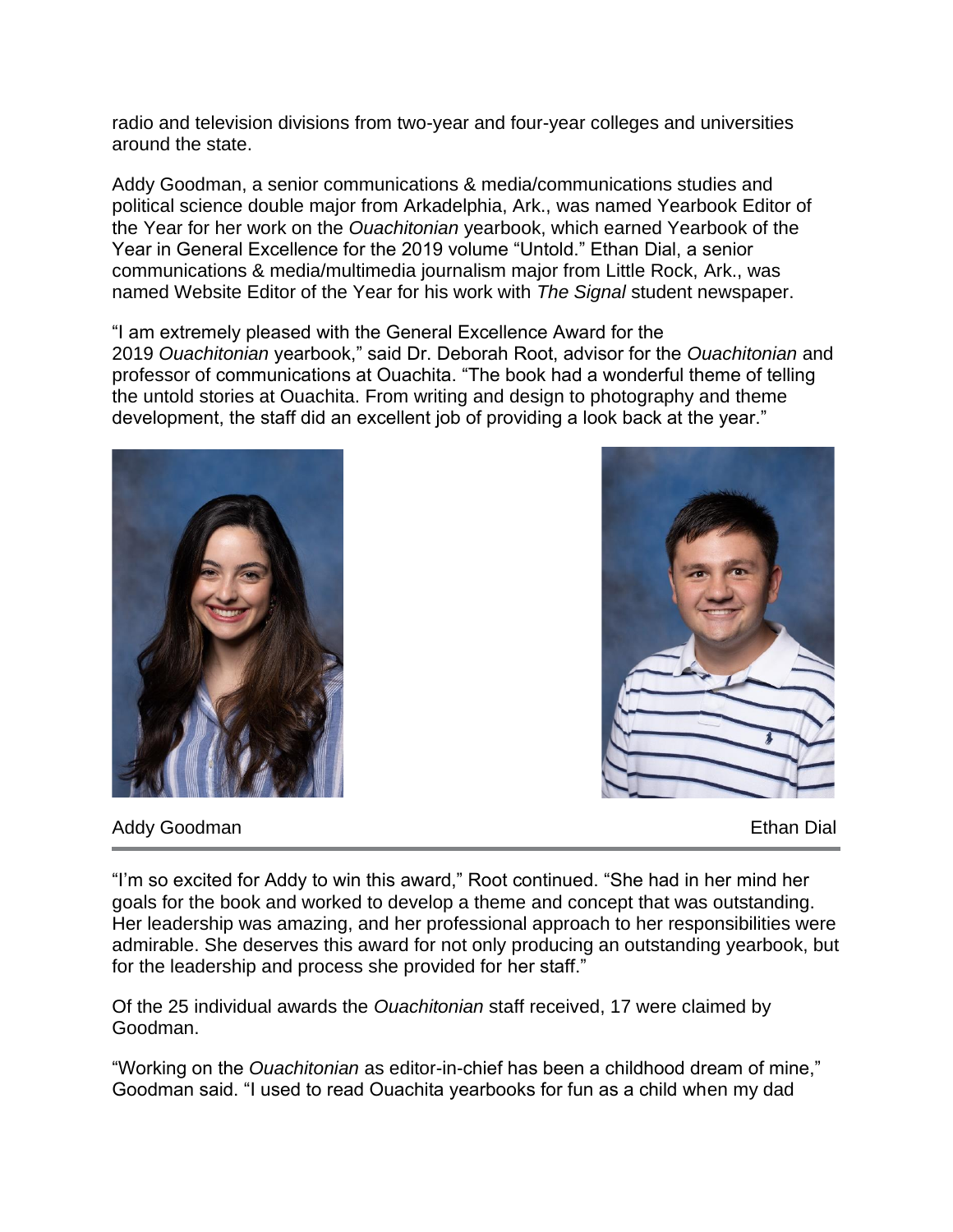radio and television divisions from two-year and four-year colleges and universities around the state.

Addy Goodman, a senior communications & media/communications studies and political science double major from Arkadelphia, Ark., was named Yearbook Editor of the Year for her work on the *Ouachitonian* yearbook, which earned Yearbook of the Year in General Excellence for the 2019 volume "Untold." Ethan Dial, a senior communications & media/multimedia journalism major from Little Rock, Ark., was named Website Editor of the Year for his work with *The Signal* student newspaper.

"I am extremely pleased with the General Excellence Award for the 2019 *Ouachitonian* yearbook," said Dr. Deborah Root, advisor for the *Ouachitonian* and professor of communications at Ouachita. "The book had a wonderful theme of telling the untold stories at Ouachita. From writing and design to photography and theme development, the staff did an excellent job of providing a look back at the year."

Addy Goodman

Ethan Dial

---

"I'm so excited for Addy to win this award," Root continued. "She had in her mind her goals for the book and worked to develop a theme and concept that was outstanding. Her leadership was amazing, and her professional approach to her responsibilities were admirable. She deserves this award for not only producing an outstanding yearbook, but for the leadership and process she provided for her staff."

Of the 25 individual awards the *Ouachitonian* staff received, 17 were claimed by Goodman.

"Working on the *Ouachitonian* as editor-in-chief has been a childhood dream of mine," Goodman said. "I used to read Ouachita yearbooks for fun as a child when my dad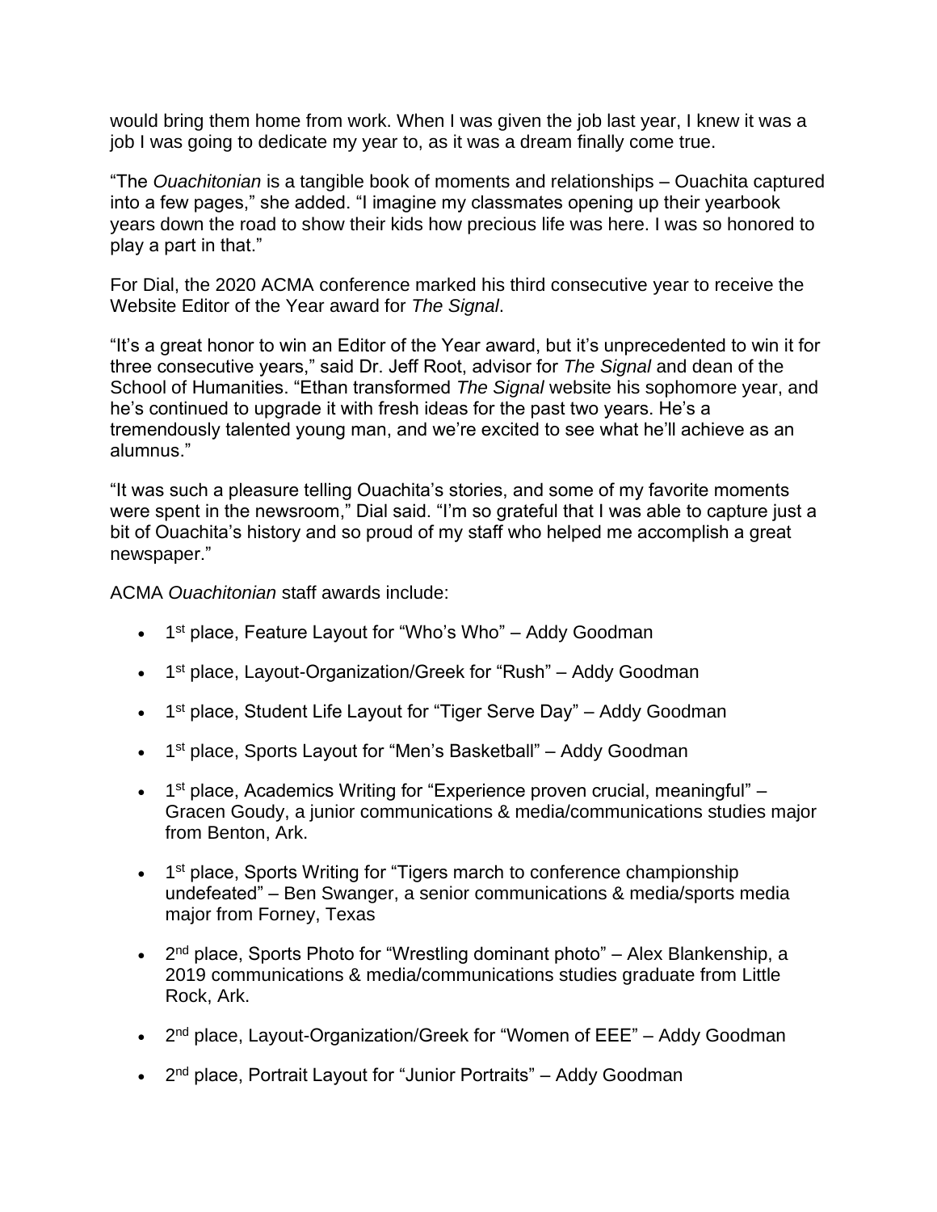would bring them home from work. When I was given the job last year, I knew it was a job I was going to dedicate my year to, as it was a dream finally come true.

"The *Ouachitonian* is a tangible book of moments and relationships – Ouachita captured into a few pages," she added. "I imagine my classmates opening up their yearbook years down the road to show their kids how precious life was here. I was so honored to play a part in that."

For Dial, the 2020 ACMA conference marked his third consecutive year to receive the Website Editor of the Year award for *The Signal*.

"It's a great honor to win an Editor of the Year award, but it's unprecedented to win it for three consecutive years," said Dr. Jeff Root, advisor for *The Signal* and dean of the School of Humanities. "Ethan transformed *The Signal* website his sophomore year, and he's continued to upgrade it with fresh ideas for the past two years. He's a tremendously talented young man, and we're excited to see what he'll achieve as an alumnus."

"It was such a pleasure telling Ouachita's stories, and some of my favorite moments were spent in the newsroom," Dial said. "I'm so grateful that I was able to capture just a bit of Ouachita's history and so proud of my staff who helped me accomplish a great newspaper."

ACMA *Ouachitonian* staff awards include:

- 1st place, Feature Layout for "Who's Who" – Addy Goodman
- 1st place, Layout-Organization/Greek for "Rush" – Addy Goodman
- 1st place, Student Life Layout for "Tiger Serve Day" – Addy Goodman
- 1st place, Sports Layout for "Men's Basketball" – Addy Goodman
- 1st place, Academics Writing for "Experience proven crucial, meaningful" – Gracen Goudy, a junior communications & media/communications studies major from Benton, Ark.
- 1st place, Sports Writing for "Tigers march to conference championship undefeated" – Ben Swanger, a senior communications & media/sports media major from Forney, Texas
- 2nd place, Sports Photo for "Wrestling dominant photo" – Alex Blankenship, a 2019 communications & media/communications studies graduate from Little Rock, Ark.
- 2nd place, Layout-Organization/Greek for "Women of EEE" – Addy Goodman
- 2nd place, Portrait Layout for "Junior Portraits" – Addy Goodman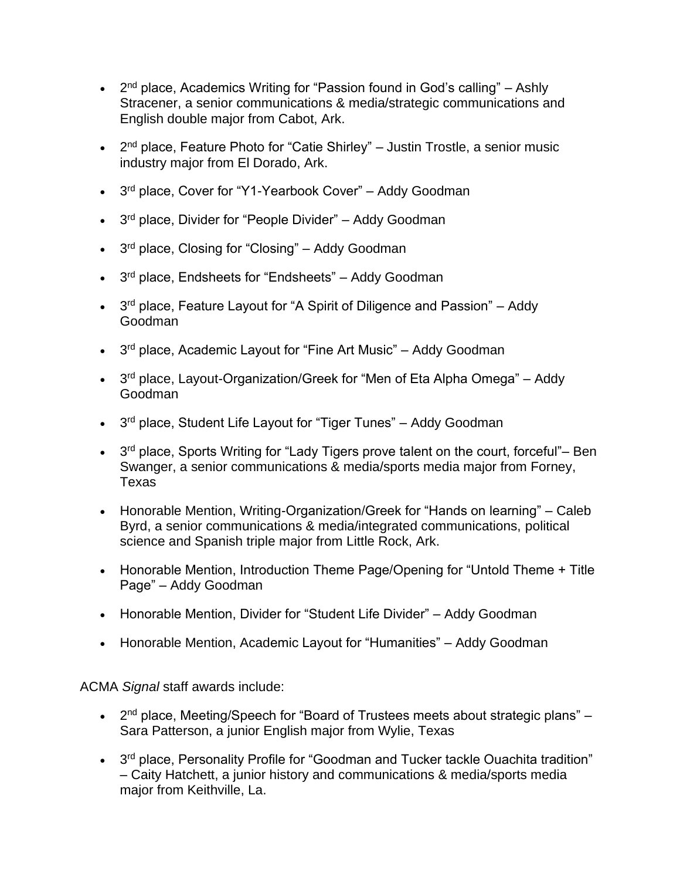- 2nd place, Academics Writing for "Passion found in God's calling" – Ashly Stracener, a senior communications & media/strategic communications and English double major from Cabot, Ark.

- 2nd place, Feature Photo for "Catie Shirley" – Justin Trostle, a senior music industry major from El Dorado, Ark.

- 3rd place, Cover for "Y1-Yearbook Cover" – Addy Goodman

- 3rd place, Divider for "People Divider" – Addy Goodman

- 3rd place, Closing for "Closing" – Addy Goodman

- 3rd place, Endsheets for "Endsheets" – Addy Goodman

- 3rd place, Feature Layout for "A Spirit of Diligence and Passion" – Addy Goodman

- 3rd place, Academic Layout for "Fine Art Music" – Addy Goodman

- 3rd place, Layout-Organization/Greek for "Men of Eta Alpha Omega" – Addy Goodman

- 3rd place, Student Life Layout for "Tiger Tunes" – Addy Goodman

- 3rd place, Sports Writing for "Lady Tigers prove talent on the court, forceful"– Ben Swanger, a senior communications & media/sports media major from Forney, Texas

- Honorable Mention, Writing-Organization/Greek for "Hands on learning" – Caleb Byrd, a senior communications & media/integrated communications, political science and Spanish triple major from Little Rock, Ark.

- Honorable Mention, Introduction Theme Page/Opening for "Untold Theme + Title Page" – Addy Goodman

- Honorable Mention, Divider for "Student Life Divider" – Addy Goodman

- Honorable Mention, Academic Layout for "Humanities" – Addy Goodman

ACMA *Signal* staff awards include:

- 2nd place, Meeting/Speech for "Board of Trustees meets about strategic plans" – Sara Patterson, a junior English major from Wylie, Texas

- 3rd place, Personality Profile for "Goodman and Tucker tackle Ouachita tradition" – Caity Hatchett, a junior history and communications & media/sports media major from Keithville, La.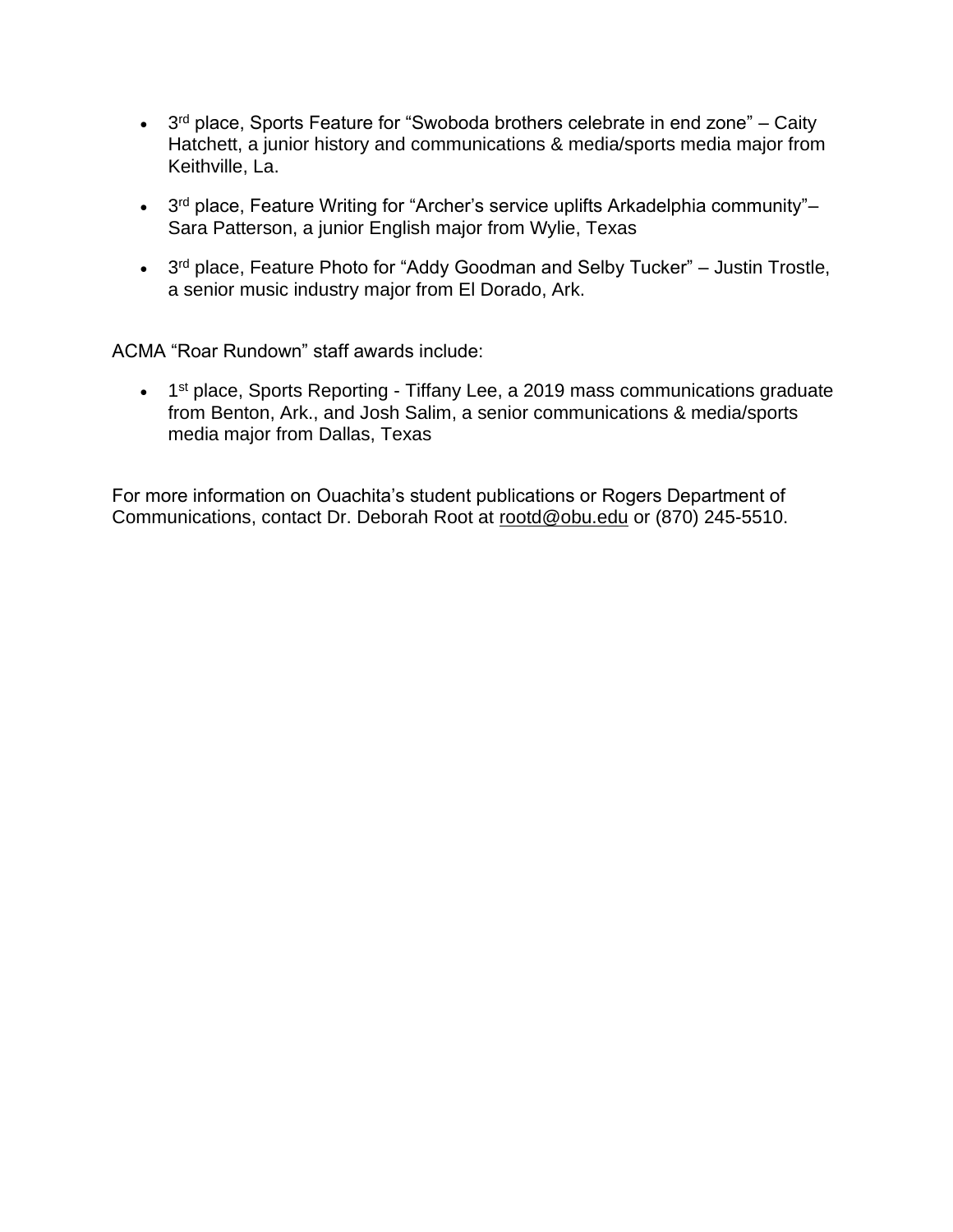- 3rd place, Sports Feature for "Swoboda brothers celebrate in end zone" – Caity Hatchett, a junior history and communications & media/sports media major from Keithville, La.

- 3rd place, Feature Writing for "Archer's service uplifts Arkadelphia community"– Sara Patterson, a junior English major from Wylie, Texas

- 3rd place, Feature Photo for "Addy Goodman and Selby Tucker" – Justin Trostle, a senior music industry major from El Dorado, Ark.

ACMA "Roar Rundown" staff awards include:

- 1st place, Sports Reporting - Tiffany Lee, a 2019 mass communications graduate from Benton, Ark., and Josh Salim, a senior communications & media/sports media major from Dallas, Texas

For more information on Ouachita's student publications or Rogers Department of Communications, contact Dr. Deborah Root at rootd@obu.edu or (870) 245-5510.